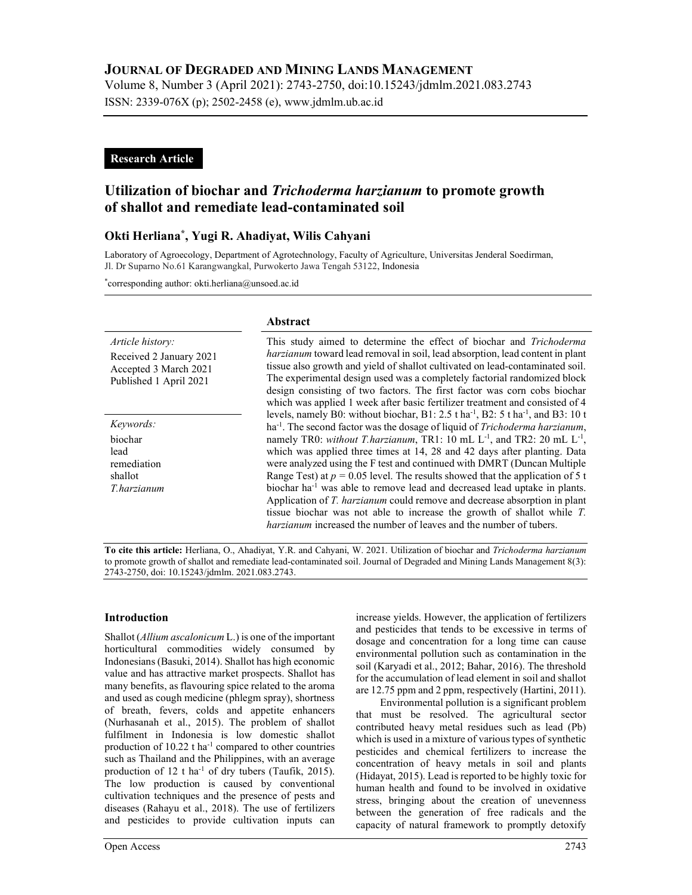# Journal of Degraded and Mining Lands Management

Volume 8, Number 3 (April 2021): 2743-2750, doi:10.15243/jdmlm.2021.083.2743
ISSN: 2339-076X (p); 2502-2458 (e), www.jdmlm.ub.ac.id

**Research Article**

## Utilization of biochar and *Trichoderma harzianum* to promote growth of shallot and remediate lead-contaminated soil

**Okti Herliana[*], Yugi R. Ahadiyat, Wilis Cahyani**

Laboratory of Agroecology, Department of Agrotechnology, Faculty of Agriculture, Universitas Jenderal Soedirman, Jl. Dr Suparno No.61 Karangwangkal, Purwokerto Jawa Tengah 53122, Indonesia

[*]corresponding author: okti.herliana@unsoed.ac.id

*Article history:*
Received 2 January 2021
Accepted 3 March 2021
Published 1 April 2021

*Keywords:*
biochar
lead
remediation
shallot
*T.harzianum*

### Abstract

This study aimed to determine the effect of biochar and *Trichoderma harzianum* toward lead removal in soil, lead absorption, lead content in plant tissue also growth and yield of shallot cultivated on lead-contaminated soil. The experimental design used was a completely factorial randomized block design consisting of two factors. The first factor was corn cobs biochar which was applied 1 week after basic fertilizer treatment and consisted of 4 levels, namely B0: without biochar, B1: 2.5 t ha$^{-1}$, B2: 5 t ha$^{-1}$, and B3: 10 t ha$^{-1}$. The second factor was the dosage of liquid of *Trichoderma harzianum*, namely TR0: *without T.harzianum*, TR1: 10 mL L$^{-1}$, and TR2: 20 mL L$^{-1}$, which was applied three times at 14, 28 and 42 days after planting. Data were analyzed using the F test and continued with DMRT (Duncan Multiple Range Test) at $p = 0.05$ level. The results showed that the application of 5 t biochar ha$^{-1}$ was able to remove lead and decreased lead uptake in plants. Application of *T. harzianum* could remove and decrease absorption in plant tissue biochar was not able to increase the growth of shallot while *T. harzianum* increased the number of leaves and the number of tubers.

**To cite this article:** Herliana, O., Ahadiyat, Y.R. and Cahyani, W. 2021. Utilization of biochar and *Trichoderma harzianum* to promote growth of shallot and remediate lead-contaminated soil. Journal of Degraded and Mining Lands Management 8(3): 2743-2750, doi: 10.15243/jdmlm. 2021.083.2743.

### Introduction

Shallot (*Allium ascalonicum* L.) is one of the important horticultural commodities widely consumed by Indonesians (Basuki, 2014). Shallot has high economic value and has attractive market prospects. Shallot has many benefits, as flavouring spice related to the aroma and used as cough medicine (phlegm spray), shortness of breath, fevers, colds and appetite enhancers (Nurhasanah et al., 2015). The problem of shallot fulfilment in Indonesia is low domestic shallot production of 10.22 t ha$^{-1}$ compared to other countries such as Thailand and the Philippines, with an average production of 12 t ha$^{-1}$ of dry tubers (Taufik, 2015). The low production is caused by conventional cultivation techniques and the presence of pests and diseases (Rahayu et al., 2018). The use of fertilizers and pesticides to provide cultivation inputs can increase yields. However, the application of fertilizers and pesticides that tends to be excessive in terms of dosage and concentration for a long time can cause environmental pollution such as contamination in the soil (Karyadi et al., 2012; Bahar, 2016). The threshold for the accumulation of lead element in soil and shallot are 12.75 ppm and 2 ppm, respectively (Hartini, 2011).

Environmental pollution is a significant problem that must be resolved. The agricultural sector contributed heavy metal residues such as lead (Pb) which is used in a mixture of various types of synthetic pesticides and chemical fertilizers to increase the concentration of heavy metals in soil and plants (Hidayat, 2015). Lead is reported to be highly toxic for human health and found to be involved in oxidative stress, bringing about the creation of unevenness between the generation of free radicals and the capacity of natural framework to promptly detoxify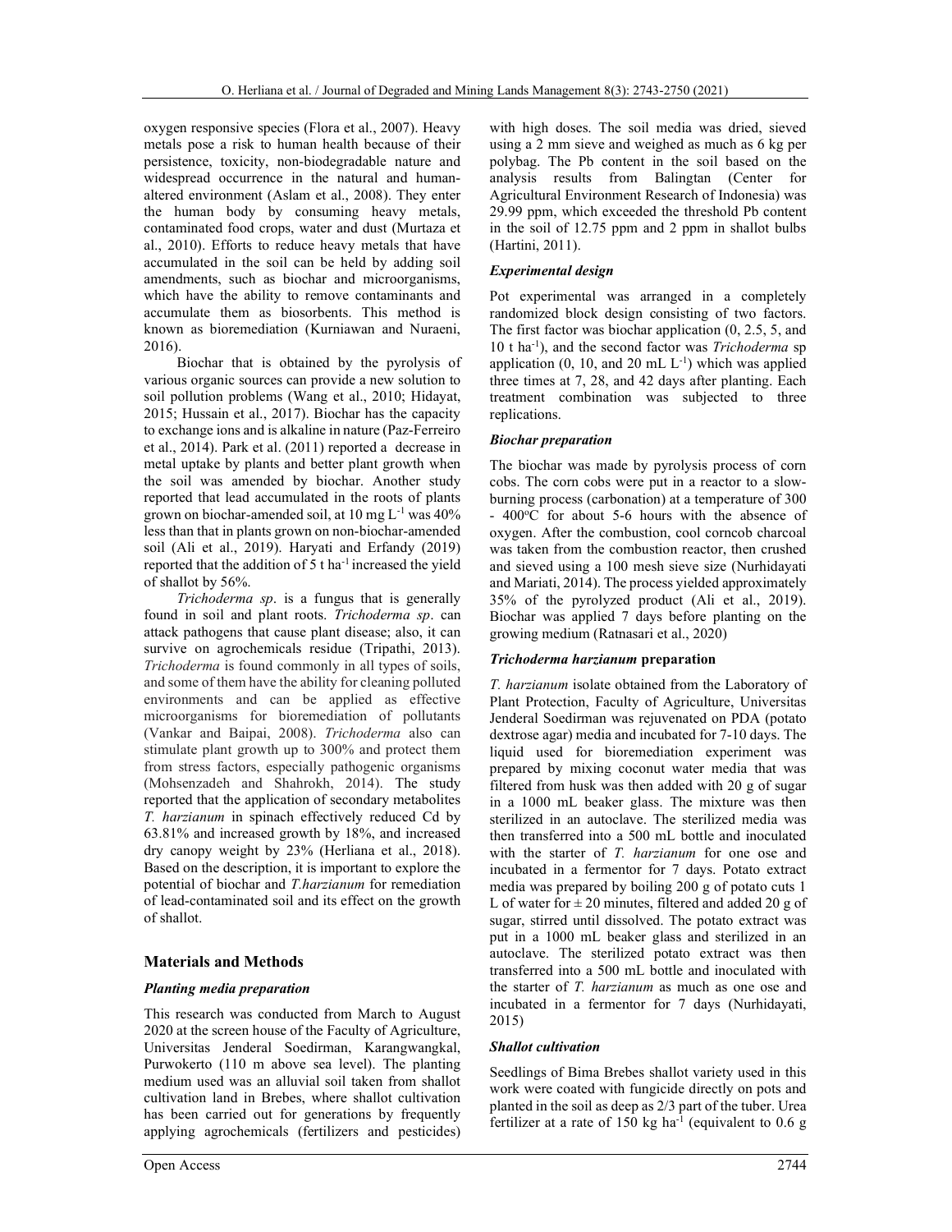oxygen responsive species (Flora et al., 2007). Heavy metals pose a risk to human health because of their persistence, toxicity, non-biodegradable nature and widespread occurrence in the natural and human-altered environment (Aslam et al., 2008). They enter the human body by consuming heavy metals, contaminated food crops, water and dust (Murtaza et al., 2010). Efforts to reduce heavy metals that have accumulated in the soil can be held by adding soil amendments, such as biochar and microorganisms, which have the ability to remove contaminants and accumulate them as biosorbents. This method is known as bioremediation (Kurniawan and Nuraeni, 2016).

Biochar that is obtained by the pyrolysis of various organic sources can provide a new solution to soil pollution problems (Wang et al., 2010; Hidayat, 2015; Hussain et al., 2017). Biochar has the capacity to exchange ions and is alkaline in nature (Paz-Ferreiro et al., 2014). Park et al. (2011) reported a decrease in metal uptake by plants and better plant growth when the soil was amended by biochar. Another study reported that lead accumulated in the roots of plants grown on biochar-amended soil, at 10 mg $L^{-1}$ was 40% less than that in plants grown on non-biochar-amended soil (Ali et al., 2019). Haryati and Erfandy (2019) reported that the addition of 5 t $ha^{-1}$ increased the yield of shallot by 56%.

*Trichoderma sp*. is a fungus that is generally found in soil and plant roots. *Trichoderma sp*. can attack pathogens that cause plant disease; also, it can survive on agrochemicals residue (Tripathi, 2013). *Trichoderma* is found commonly in all types of soils, and some of them have the ability for cleaning polluted environments and can be applied as effective microorganisms for bioremediation of pollutants (Vankar and Baipai, 2008). *Trichoderma* also can stimulate plant growth up to 300% and protect them from stress factors, especially pathogenic organisms (Mohsenzadeh and Shahrokh, 2014). The study reported that the application of secondary metabolites *T. harzianum* in spinach effectively reduced Cd by 63.81% and increased growth by 18%, and increased dry canopy weight by 23% (Herliana et al., 2018). Based on the description, it is important to explore the potential of biochar and *T.harzianum* for remediation of lead-contaminated soil and its effect on the growth of shallot.

## Materials and Methods

### Planting media preparation

This research was conducted from March to August 2020 at the screen house of the Faculty of Agriculture, Universitas Jenderal Soedirman, Karangwangkal, Purwokerto (110 m above sea level). The planting medium used was an alluvial soil taken from shallot cultivation land in Brebes, where shallot cultivation has been carried out for generations by frequently applying agrochemicals (fertilizers and pesticides) with high doses. The soil media was dried, sieved using a 2 mm sieve and weighed as much as 6 kg per polybag. The Pb content in the soil based on the analysis results from Balingtan (Center for Agricultural Environment Research of Indonesia) was 29.99 ppm, which exceeded the threshold Pb content in the soil of 12.75 ppm and 2 ppm in shallot bulbs (Hartini, 2011).

### Experimental design

Pot experimental was arranged in a completely randomized block design consisting of two factors. The first factor was biochar application (0, 2.5, 5, and 10 t $ha^{-1}$), and the second factor was *Trichoderma* sp application (0, 10, and 20 mL $L^{-1}$) which was applied three times at 7, 28, and 42 days after planting. Each treatment combination was subjected to three replications.

### Biochar preparation

The biochar was made by pyrolysis process of corn cobs. The corn cobs were put in a reactor to a slow-burning process (carbonation) at a temperature of 300 - 400°C for about 5-6 hours with the absence of oxygen. After the combustion, cool corncob charcoal was taken from the combustion reactor, then crushed and sieved using a 100 mesh sieve size (Nurhidayati and Mariati, 2014). The process yielded approximately 35% of the pyrolyzed product (Ali et al., 2019). Biochar was applied 7 days before planting on the growing medium (Ratnasari et al., 2020)

### *Trichoderma harzianum* preparation

*T. harzianum* isolate obtained from the Laboratory of Plant Protection, Faculty of Agriculture, Universitas Jenderal Soedirman was rejuvenated on PDA (potato dextrose agar) media and incubated for 7-10 days. The liquid used for bioremediation experiment was prepared by mixing coconut water media that was filtered from husk was then added with 20 g of sugar in a 1000 mL beaker glass. The mixture was then sterilized in an autoclave. The sterilized media was then transferred into a 500 mL bottle and inoculated with the starter of *T. harzianum* for one ose and incubated in a fermentor for 7 days. Potato extract media was prepared by boiling 200 g of potato cuts 1 L of water for ± 20 minutes, filtered and added 20 g of sugar, stirred until dissolved. The potato extract was put in a 1000 mL beaker glass and sterilized in an autoclave. The sterilized potato extract was then transferred into a 500 mL bottle and inoculated with the starter of *T. harzianum* as much as one ose and incubated in a fermentor for 7 days (Nurhidayati, 2015)

### Shallot cultivation

Seedlings of Bima Brebes shallot variety used in this work were coated with fungicide directly on pots and planted in the soil as deep as 2/3 part of the tuber. Urea fertilizer at a rate of 150 kg $ha^{-1}$ (equivalent to 0.6 g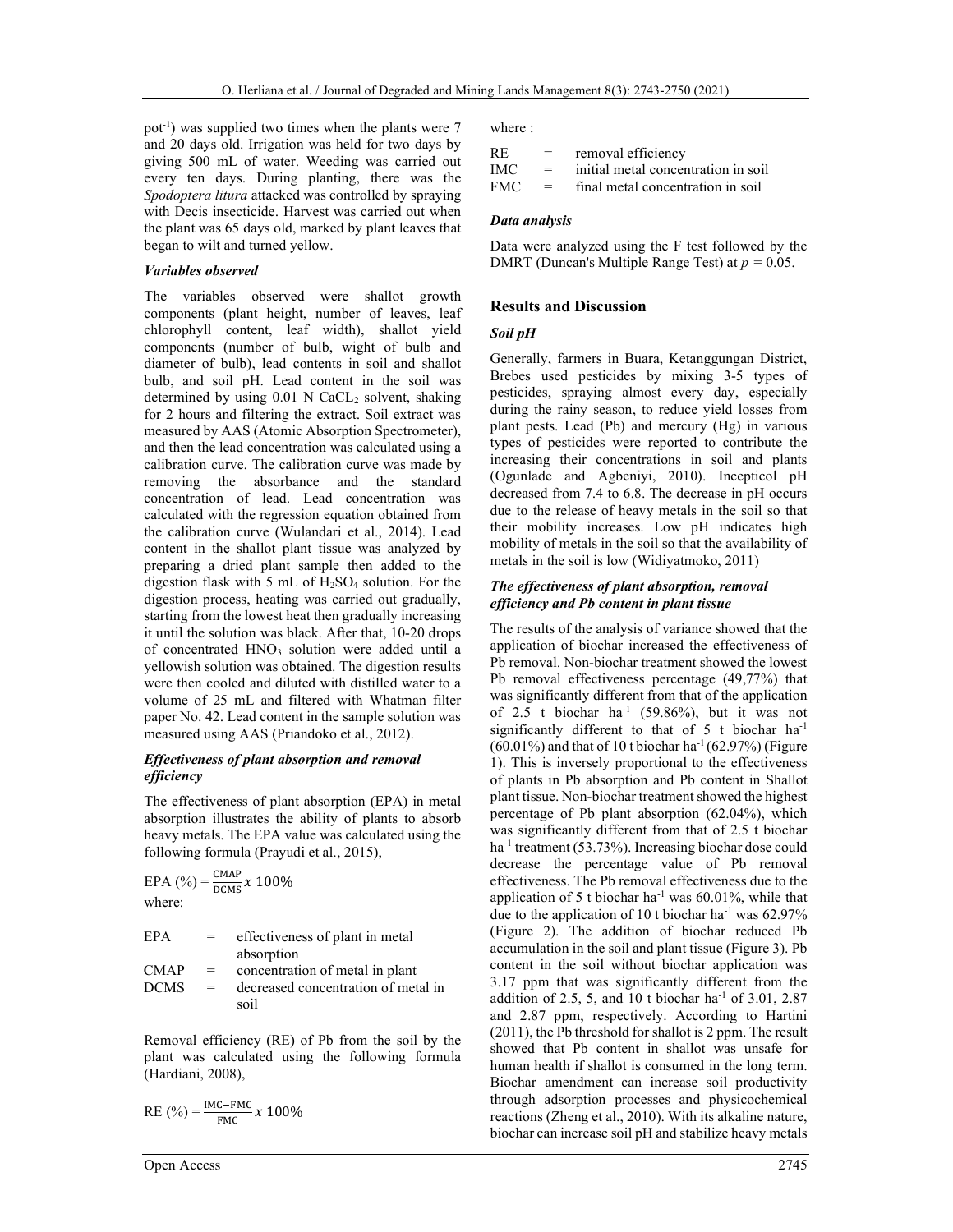pot$^{-1}$) was supplied two times when the plants were 7 and 20 days old. Irrigation was held for two days by giving 500 mL of water. Weeding was carried out every ten days. During planting, there was the *Spodoptera litura* attacked was controlled by spraying with Decis insecticide. Harvest was carried out when the plant was 65 days old, marked by plant leaves that began to wilt and turned yellow.

### *Variables observed*

The variables observed were shallot growth components (plant height, number of leaves, leaf chlorophyll content, leaf width), shallot yield components (number of bulb, wight of bulb and diameter of bulb), lead contents in soil and shallot bulb, and soil pH. Lead content in the soil was determined by using 0.01 N $CaCL_2$ solvent, shaking for 2 hours and filtering the extract. Soil extract was measured by AAS (Atomic Absorption Spectrometer), and then the lead concentration was calculated using a calibration curve. The calibration curve was made by removing the absorbance and the standard concentration of lead. Lead concentration was calculated with the regression equation obtained from the calibration curve (Wulandari et al., 2014). Lead content in the shallot plant tissue was analyzed by preparing a dried plant sample then added to the digestion flask with 5 mL of $H_2SO_4$ solution. For the digestion process, heating was carried out gradually, starting from the lowest heat then gradually increasing it until the solution was black. After that, 10-20 drops of concentrated $HNO_3$ solution were added until a yellowish solution was obtained. The digestion results were then cooled and diluted with distilled water to a volume of 25 mL and filtered with Whatman filter paper No. 42. Lead content in the sample solution was measured using AAS (Priandoko et al., 2012).

### *Effectiveness of plant absorption and removal efficiency*

The effectiveness of plant absorption (EPA) in metal absorption illustrates the ability of plants to absorb heavy metals. The EPA value was calculated using the following formula (Prayudi et al., 2015),

$$EPA\ (\%) = \frac{CMAP}{DCMS} x\ 100\%$$

where:

| | | |
|---|---|---|
| EPA | = | effectiveness of plant in metal absorption |
| CMAP | = | concentration of metal in plant |
| DCMS | = | decreased concentration of metal in soil |

Removal efficiency (RE) of Pb from the soil by the plant was calculated using the following formula (Hardiani, 2008),

$$RE\ (\%) = \frac{IMC-FMC}{FMC} x\ 100\%$$

where :

| | | |
|---|---|---|
| RE | = | removal efficiency |
| IMC | = | initial metal concentration in soil |
| FMC | = | final metal concentration in soil |

### *Data analysis*

Data were analyzed using the F test followed by the DMRT (Duncan's Multiple Range Test) at $p$ = 0.05.

## Results and Discussion

### *Soil pH*

Generally, farmers in Buara, Ketanggungan District, Brebes used pesticides by mixing 3-5 types of pesticides, spraying almost every day, especially during the rainy season, to reduce yield losses from plant pests. Lead (Pb) and mercury (Hg) in various types of pesticides were reported to contribute the increasing their concentrations in soil and plants (Ogunlade and Agbeniyi, 2010). Incepticol pH decreased from 7.4 to 6.8. The decrease in pH occurs due to the release of heavy metals in the soil so that their mobility increases. Low pH indicates high mobility of metals in the soil so that the availability of metals in the soil is low (Widiyatmoko, 2011)

### *The effectiveness of plant absorption, removal efficiency and Pb content in plant tissue*

The results of the analysis of variance showed that the application of biochar increased the effectiveness of Pb removal. Non-biochar treatment showed the lowest Pb removal effectiveness percentage (49,77%) that was significantly different from that of the application of 2.5 t biochar ha$^{-1}$ (59.86%), but it was not significantly different to that of 5 t biochar ha$^{-1}$ (60.01%) and that of 10 t biochar ha$^{-1}$ (62.97%) (Figure 1). This is inversely proportional to the effectiveness of plants in Pb absorption and Pb content in Shallot plant tissue. Non-biochar treatment showed the highest percentage of Pb plant absorption (62.04%), which was significantly different from that of 2.5 t biochar ha$^{-1}$ treatment (53.73%). Increasing biochar dose could decrease the percentage value of Pb removal effectiveness. The Pb removal effectiveness due to the application of 5 t biochar ha$^{-1}$ was 60.01%, while that due to the application of 10 t biochar ha$^{-1}$ was 62.97% (Figure 2). The addition of biochar reduced Pb accumulation in the soil and plant tissue (Figure 3). Pb content in the soil without biochar application was 3.17 ppm that was significantly different from the addition of 2.5, 5, and 10 t biochar ha$^{-1}$ of 3.01, 2.87 and 2.87 ppm, respectively. According to Hartini (2011), the Pb threshold for shallot is 2 ppm. The result showed that Pb content in shallot was unsafe for human health if shallot is consumed in the long term. Biochar amendment can increase soil productivity through adsorption processes and physicochemical reactions (Zheng et al., 2010). With its alkaline nature, biochar can increase soil pH and stabilize heavy metals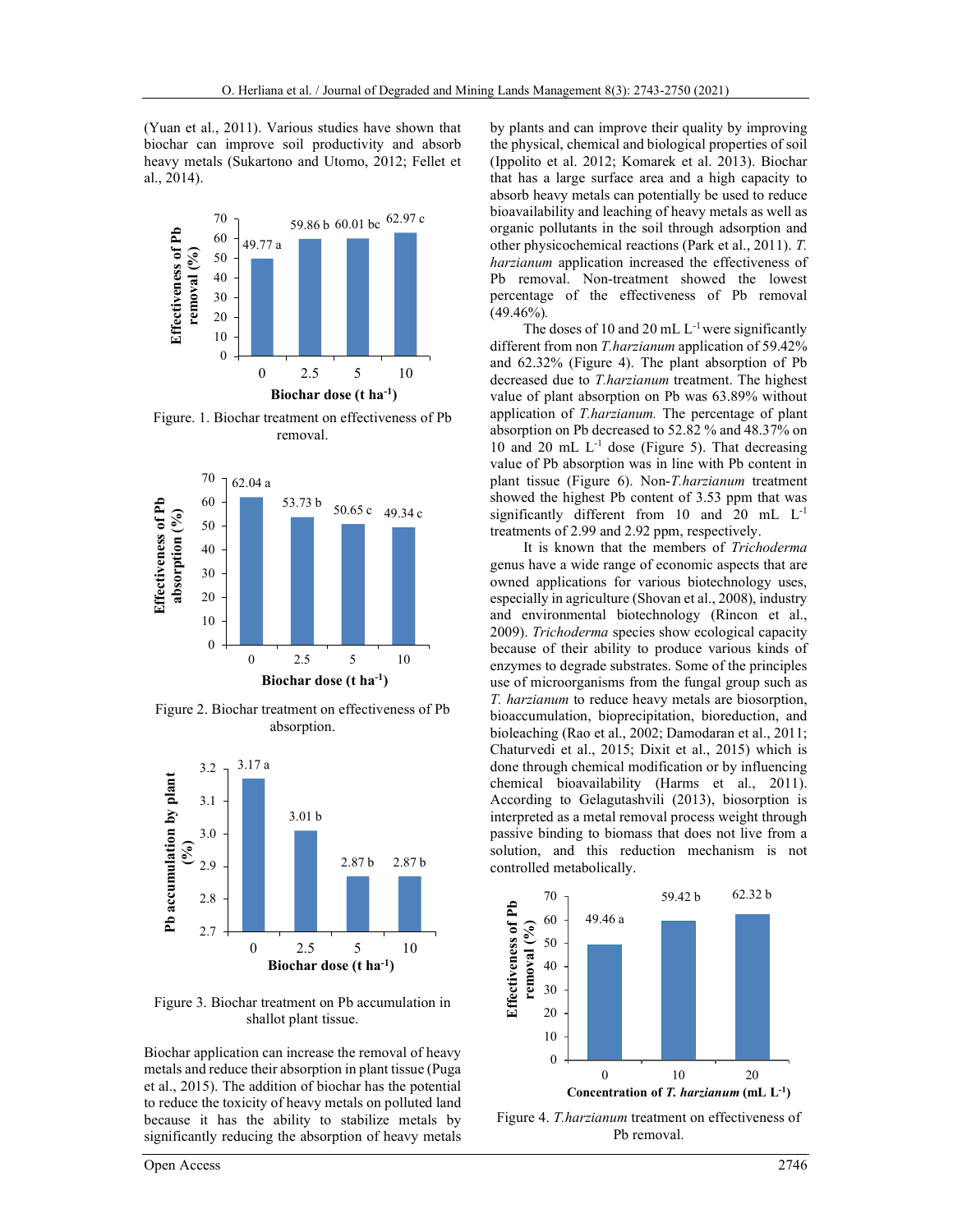(Yuan et al., 2011). Various studies have shown that biochar can improve soil productivity and absorb heavy metals (Sukartono and Utomo, 2012; Fellet et al., 2014).

Figure. 1. Biochar treatment on effectiveness of Pb removal.

Figure 2. Biochar treatment on effectiveness of Pb absorption.

Figure 3. Biochar treatment on Pb accumulation in shallot plant tissue.

Biochar application can increase the removal of heavy metals and reduce their absorption in plant tissue (Puga et al., 2015). The addition of biochar has the potential to reduce the toxicity of heavy metals on polluted land because it has the ability to stabilize metals by significantly reducing the absorption of heavy metals by plants and can improve their quality by improving the physical, chemical and biological properties of soil (Ippolito et al. 2012; Komarek et al. 2013). Biochar that has a large surface area and a high capacity to absorb heavy metals can potentially be used to reduce bioavailability and leaching of heavy metals as well as organic pollutants in the soil through adsorption and other physicochemical reactions (Park et al., 2011). *T. harzianum* application increased the effectiveness of Pb removal. Non-treatment showed the lowest percentage of the effectiveness of Pb removal (49.46%).

The doses of 10 and 20 mL $L^{-1}$ were significantly different from non *T.harzianum* application of 59.42% and 62.32% (Figure 4). The plant absorption of Pb decreased due to *T.harzianum* treatment. The highest value of plant absorption on Pb was 63.89% without application of *T.harzianum.* The percentage of plant absorption on Pb decreased to 52.82 % and 48.37% on 10 and 20 mL $L^{-1}$ dose (Figure 5). That decreasing value of Pb absorption was in line with Pb content in plant tissue (Figure 6). Non-*T.harzianum* treatment showed the highest Pb content of 3.53 ppm that was significantly different from 10 and 20 mL $L^{-1}$ treatments of 2.99 and 2.92 ppm, respectively.

It is known that the members of *Trichoderma* genus have a wide range of economic aspects that are owned applications for various biotechnology uses, especially in agriculture (Shovan et al., 2008), industry and environmental biotechnology (Rincon et al., 2009). *Trichoderma* species show ecological capacity because of their ability to produce various kinds of enzymes to degrade substrates. Some of the principles use of microorganisms from the fungal group such as *T. harzianum* to reduce heavy metals are biosorption, bioaccumulation, bioprecipitation, bioreduction, and bioleaching (Rao et al., 2002; Damodaran et al., 2011; Chaturvedi et al., 2015; Dixit et al., 2015) which is done through chemical modification or by influencing chemical bioavailability (Harms et al., 2011). According to Gelagutashvili (2013), biosorption is interpreted as a metal removal process weight through passive binding to biomass that does not live from a solution, and this reduction mechanism is not controlled metabolically.

Figure 4. *T.harzianum* treatment on effectiveness of Pb removal.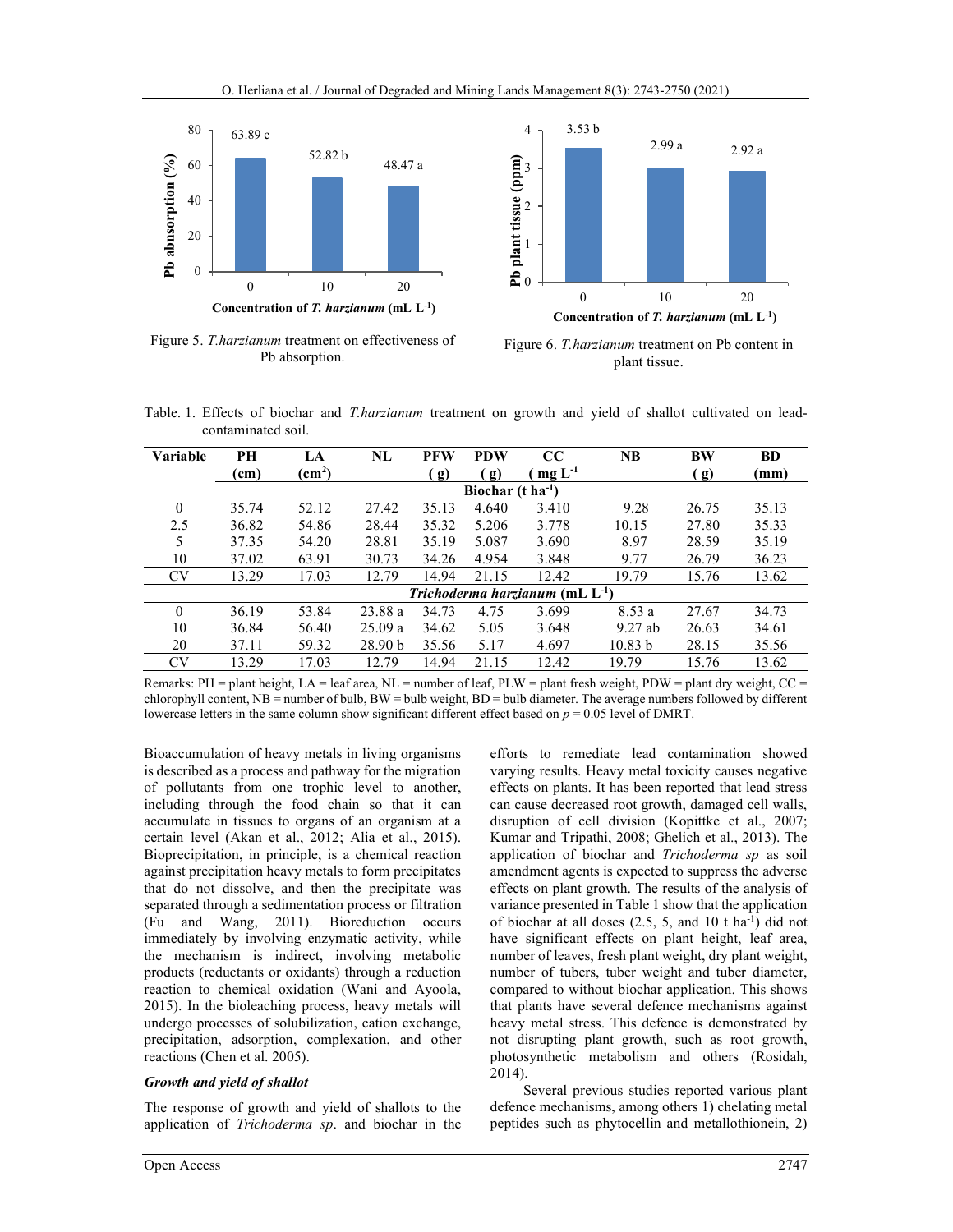Figure 5. *T.harzianum* treatment on effectiveness of Pb absorption.

Figure 6. *T.harzianum* treatment on Pb content in plant tissue.

Table. 1. Effects of biochar and *T.harzianum* treatment on growth and yield of shallot cultivated on lead-contaminated soil.

| Variable | PH (cm) | LA ($cm^2$) | NL | PFW ( g) | PDW ( g) | CC ( mg $L^{-1}$ | NB | BW ( g) | BD (mm) |
|---|---|---|---|---|---|---|---|---|---|
| | | | | | Biochar (t $ha^{-1}$) | | | | |
| 0 | 35.74 | 52.12 | 27.42 | 35.13 | 4.640 | 3.410 | 9.28 | 26.75 | 35.13 |
| 2.5 | 36.82 | 54.86 | 28.44 | 35.32 | 5.206 | 3.778 | 10.15 | 27.80 | 35.33 |
| 5 | 37.35 | 54.20 | 28.81 | 35.19 | 5.087 | 3.690 | 8.97 | 28.59 | 35.19 |
| 10 | 37.02 | 63.91 | 30.73 | 34.26 | 4.954 | 3.848 | 9.77 | 26.79 | 36.23 |
| CV | 13.29 | 17.03 | 12.79 | 14.94 | 21.15 | 12.42 | 19.79 | 15.76 | 13.62 |
| | | | | | *Trichoderma harzianum* (mL $L^{-1}$) | | | | |
| 0 | 36.19 | 53.84 | 23.88 a | 34.73 | 4.75 | 3.699 | 8.53 a | 27.67 | 34.73 |
| 10 | 36.84 | 56.40 | 25.09 a | 34.62 | 5.05 | 3.648 | 9.27 ab | 26.63 | 34.61 |
| 20 | 37.11 | 59.32 | 28.90 b | 35.56 | 5.17 | 4.697 | 10.83 b | 28.15 | 35.56 |
| CV | 13.29 | 17.03 | 12.79 | 14.94 | 21.15 | 12.42 | 19.79 | 15.76 | 13.62 |

Remarks: PH = plant height, LA = leaf area, NL = number of leaf, PLW = plant fresh weight, PDW = plant dry weight, CC = chlorophyll content, NB = number of bulb, BW = bulb weight, BD = bulb diameter. The average numbers followed by different lowercase letters in the same column show significant different effect based on $p$ = 0.05 level of DMRT.

Bioaccumulation of heavy metals in living organisms is described as a process and pathway for the migration of pollutants from one trophic level to another, including through the food chain so that it can accumulate in tissues to organs of an organism at a certain level (Akan et al., 2012; Alia et al., 2015). Bioprecipitation, in principle, is a chemical reaction against precipitation heavy metals to form precipitates that do not dissolve, and then the precipitate was separated through a sedimentation process or filtration (Fu and Wang, 2011). Bioreduction occurs immediately by involving enzymatic activity, while the mechanism is indirect, involving metabolic products (reductants or oxidants) through a reduction reaction to chemical oxidation (Wani and Ayoola, 2015). In the bioleaching process, heavy metals will undergo processes of solubilization, cation exchange, precipitation, adsorption, complexation, and other reactions (Chen et al. 2005).

### *Growth and yield of shallot*

The response of growth and yield of shallots to the application of *Trichoderma sp*. and biochar in the efforts to remediate lead contamination showed varying results. Heavy metal toxicity causes negative effects on plants. It has been reported that lead stress can cause decreased root growth, damaged cell walls, disruption of cell division (Kopittke et al., 2007; Kumar and Tripathi, 2008; Ghelich et al., 2013). The application of biochar and *Trichoderma sp* as soil amendment agents is expected to suppress the adverse effects on plant growth. The results of the analysis of variance presented in Table 1 show that the application of biochar at all doses (2.5, 5, and 10 t $ha^{-1}$) did not have significant effects on plant height, leaf area, number of leaves, fresh plant weight, dry plant weight, number of tubers, tuber weight and tuber diameter, compared to without biochar application. This shows that plants have several defence mechanisms against heavy metal stress. This defence is demonstrated by not disrupting plant growth, such as root growth, photosynthetic metabolism and others (Rosidah, 2014).

Several previous studies reported various plant defence mechanisms, among others 1) chelating metal peptides such as phytocellin and metallothionein, 2)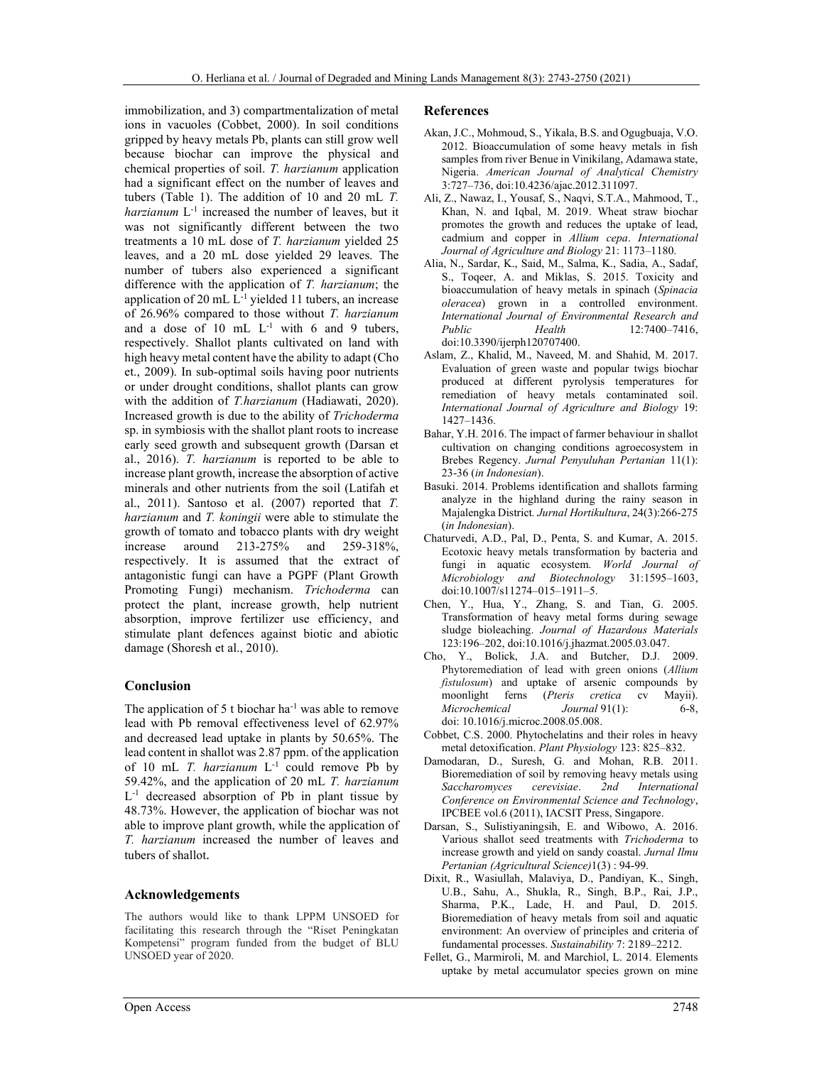immobilization, and 3) compartmentalization of metal ions in vacuoles (Cobbet, 2000). In soil conditions gripped by heavy metals Pb, plants can still grow well because biochar can improve the physical and chemical properties of soil. *T. harzianum* application had a significant effect on the number of leaves and tubers (Table 1). The addition of 10 and 20 mL *T. harzianum* $L^{-1}$ increased the number of leaves, but it was not significantly different between the two treatments a 10 mL dose of *T. harzianum* yielded 25 leaves, and a 20 mL dose yielded 29 leaves. The number of tubers also experienced a significant difference with the application of *T. harzianum*; the application of 20 mL $L^{-1}$ yielded 11 tubers, an increase of 26.96% compared to those without *T. harzianum* and a dose of 10 mL $L^{-1}$ with 6 and 9 tubers, respectively. Shallot plants cultivated on land with high heavy metal content have the ability to adapt (Cho et., 2009). In sub-optimal soils having poor nutrients or under drought conditions, shallot plants can grow with the addition of *T.harzianum* (Hadiawati, 2020). Increased growth is due to the ability of *Trichoderma* sp. in symbiosis with the shallot plant roots to increase early seed growth and subsequent growth (Darsan et al., 2016). *T. harzianum* is reported to be able to increase plant growth, increase the absorption of active minerals and other nutrients from the soil (Latifah et al., 2011). Santoso et al. (2007) reported that *T. harzianum* and *T. koningii* were able to stimulate the growth of tomato and tobacco plants with dry weight increase around 213-275% and 259-318%, respectively. It is assumed that the extract of antagonistic fungi can have a PGPF (Plant Growth Promoting Fungi) mechanism. *Trichoderma* can protect the plant, increase growth, help nutrient absorption, improve fertilizer use efficiency, and stimulate plant defences against biotic and abiotic damage (Shoresh et al., 2010).

## Conclusion

The application of 5 t biochar $ha^{-1}$ was able to remove lead with Pb removal effectiveness level of 62.97% and decreased lead uptake in plants by 50.65%. The lead content in shallot was 2.87 ppm. of the application of 10 mL *T. harzianum* $L^{-1}$ could remove Pb by 59.42%, and the application of 20 mL *T. harzianum* $L^{-1}$ decreased absorption of Pb in plant tissue by 48.73%. However, the application of biochar was not able to improve plant growth, while the application of *T. harzianum* increased the number of leaves and tubers of shallot.

## Acknowledgements

The authors would like to thank LPPM UNSOED for facilitating this research through the "Riset Peningkatan Kompetensi" program funded from the budget of BLU UNSOED year of 2020.

## References

Akan, J.C., Mohmoud, S., Yikala, B.S. and Ogugbuaja, V.O. 2012. Bioaccumulation of some heavy metals in fish samples from river Benue in Vinikilang, Adamawa state, Nigeria. *American Journal of Analytical Chemistry* 3:727–736, doi:10.4236/ajac.2012.311097.

Ali, Z., Nawaz, I., Yousaf, S., Naqvi, S.T.A., Mahmood, T., Khan, N. and Iqbal, M. 2019. Wheat straw biochar promotes the growth and reduces the uptake of lead, cadmium and copper in *Allium cepa*. *International Journal of Agriculture and Biology* 21: 1173–1180.

Alia, N., Sardar, K., Said, M., Salma, K., Sadia, A., Sadaf, S., Toqeer, A. and Miklas, S. 2015. Toxicity and bioaccumulation of heavy metals in spinach (*Spinacia oleracea*) grown in a controlled environment. *International Journal of Environmental Research and Public Health* 12:7400–7416, doi:10.3390/ijerph120707400.

Aslam, Z., Khalid, M., Naveed, M. and Shahid, M. 2017. Evaluation of green waste and popular twigs biochar produced at different pyrolysis temperatures for remediation of heavy metals contaminated soil. *International Journal of Agriculture and Biology* 19: 1427–1436.

Bahar, Y.H. 2016. The impact of farmer behaviour in shallot cultivation on changing conditions agroecosystem in Brebes Regency. *Jurnal Penyuluhan Pertanian* 11(1): 23-36 (*in Indonesian*).

Basuki. 2014. Problems identification and shallots farming analyze in the highland during the rainy season in Majalengka District*. Jurnal Hortikultura*, 24(3):266-275 (*in Indonesian*).

Chaturvedi, A.D., Pal, D., Penta, S. and Kumar, A. 2015. Ecotoxic heavy metals transformation by bacteria and fungi in aquatic ecosystem. *World Journal of Microbiology and Biotechnology* 31:1595–1603, doi:10.1007/s11274–015–1911–5.

Chen, Y., Hua, Y., Zhang, S. and Tian, G. 2005. Transformation of heavy metal forms during sewage sludge bioleaching. *Journal of Hazardous Materials* 123:196–202, doi:10.1016/j.jhazmat.2005.03.047.

Cho, Y., Bolick, J.A. and Butcher, D.J. 2009. Phytoremediation of lead with green onions (*Allium fistulosum*) and uptake of arsenic compounds by moonlight ferns (*Pteris cretica* cv Mayii). *Microchemical Journal* 91(1): 6-8, doi: 10.1016/j.microc.2008.05.008.

Cobbet, C.S. 2000. Phytochelatins and their roles in heavy metal detoxification. *Plant Physiology* 123: 825–832.

Damodaran, D., Suresh, G. and Mohan, R.B. 2011. Bioremediation of soil by removing heavy metals using *Saccharomyces cerevisiae*. *2nd International Conference on Environmental Science and Technology*, IPCBEE vol.6 (2011), IACSIT Press, Singapore.

Darsan, S., Sulistiyaningsih, E. and Wibowo, A. 2016. Various shallot seed treatments with *Trichoderma* to increase growth and yield on sandy coastal. *Jurnal Ilmu Pertanian (Agricultural Science)*1(3) : 94-99.

Dixit, R., Wasiullah, Malaviya, D., Pandiyan, K., Singh, U.B., Sahu, A., Shukla, R., Singh, B.P., Rai, J.P., Sharma, P.K., Lade, H. and Paul, D. 2015. Bioremediation of heavy metals from soil and aquatic environment: An overview of principles and criteria of fundamental processes. *Sustainability* 7: 2189–2212.

Fellet, G., Marmiroli, M. and Marchiol, L. 2014. Elements uptake by metal accumulator species grown on mine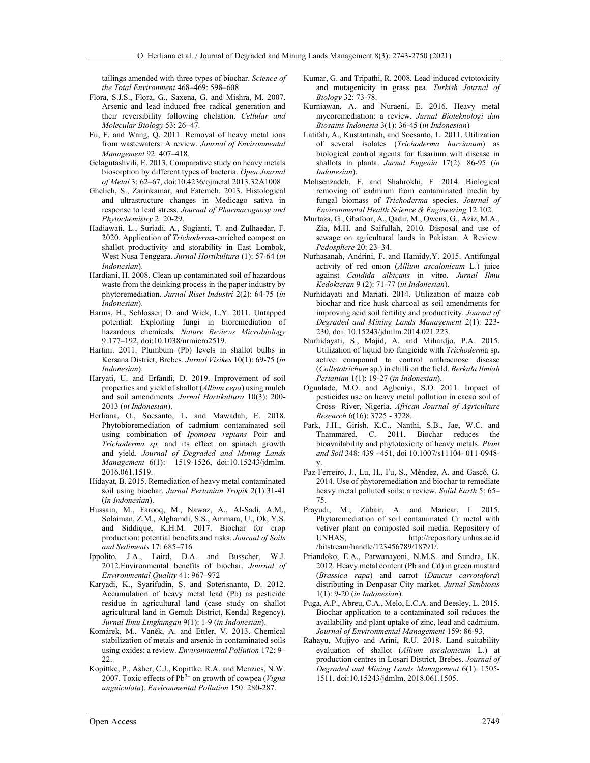tailings amended with three types of biochar. *Science of the Total Environment* 468–469: 598–608

Flora, S.J.S., Flora, G., Saxena, G. and Mishra, M. 2007. Arsenic and lead induced free radical generation and their reversibility following chelation. *Cellular and Molecular Biology* 53: 26–47.

Fu, F. and Wang, Q. 2011. Removal of heavy metal ions from wastewaters: A review. *Journal of Environmental Management* 92: 407–418.

Gelagutashvili, E. 2013. Comparative study on heavy metals biosorption by different types of bacteria. *Open Journal of Metal* 3: 62–67, doi:10.4236/ojmetal.2013.32A1008.

Ghelich, S., Zarinkamar, and Fatemeh. 2013. Histological and ultrastructure changes in Medicago sativa in response to lead stress. *Journal of Pharmacognosy and Phytochemistry* 2: 20-29.

Hadiawati, L., Suriadi, A., Sugianti, T. and Zulhaedar, F. 2020. Application of *Trichoderm*a-enriched compost on shallot productivity and storability in East Lombok, West Nusa Tenggara. *Jurnal Hortikultura* (1): 57-64 (*in Indonesian*).

Hardiani, H. 2008. Clean up contaminated soil of hazardous waste from the deinking process in the paper industry by phytoremediation. *Jurnal Riset Industri* 2(2): 64-75 (*in Indonesian*).

Harms, H., Schlosser, D. and Wick, L.Y. 2011. Untapped potential: Exploiting fungi in bioremediation of hazardous chemicals. *Nature Reviews Microbiology* 9:177–192, doi:10.1038/nrmicro2519.

Hartini. 2011. Plumbum (Pb) levels in shallot bulbs in Kersana District, Brebes. *Jurnal Visikes* 10(1): 69-75 (*in Indonesian*).

Haryati, U. and Erfandi, D. 2019. Improvement of soil properties and yield of shallot (*Allium cepa*) using mulch and soil amendments. *Jurnal Hortikultura* 10(3): 200-2013 (*in Indonesian*).

Herliana, O., Soesanto, L**.** and Mawadah, E. 2018. Phytobioremediation of cadmium contaminated soil using combination of *Ipomoea reptans* Poir and *Trichoderma sp.* and its effect on spinach growth and yield. *Journal of Degraded and Mining Lands Management* 6(1): 1519-1526, doi:10.15243/jdmlm. 2016.061.1519.

Hidayat, B. 2015. Remediation of heavy metal contaminated soil using biochar. *Jurnal Pertanian Tropik* 2(1):31-41 (*in Indonesian*).

Hussain, M., Farooq, M., Nawaz, A., Al-Sadi, A.M., Solaiman, Z.M., Alghamdi, S.S., Ammara, U., Ok, Y.S. and Siddique, K.H.M. 2017. Biochar for crop production: potential benefits and risks. *Journal of Soils and Sediments* 17: 685–716

Ippolito, J.A., Laird, D.A. and Busscher, W.J. 2012.Environmental benefits of biochar. *Journal of Environmental Quality* 41: 967–972

Karyadi, K., Syarifudin, S. and Soterisnanto, D. 2012. Accumulation of heavy metal lead (Pb) as pesticide residue in agricultural land (case study on shallot agricultural land in Gemuh District, Kendal Regency). *Jurnal Ilmu Lingkungan* 9(1): 1-9 (*in Indonesian*).

Komárek, M., Vaněk, A. and Ettler, V. 2013. Chemical stabilization of metals and arsenic in contaminated soils using oxides: a review. *Environmental Pollution* 172: 9–22.

Kopittke, P., Asher, C.J., Kopittke. R.A. and Menzies, N.W. 2007. Toxic effects of $Pb^{2+}$ on growth of cowpea (*Vigna unguiculata*). *Environmental Pollution* 150: 280-287.

Kumar, G. and Tripathi, R. 2008. Lead-induced cytotoxicity and mutagenicity in grass pea. *Turkish Journal of Biology* 32: 73-78.

Kurniawan, A. and Nuraeni, E. 2016. Heavy metal mycoremediation: a review. *Jurnal Bioteknologi dan Biosains Indonesia* 3(1): 36-45 (*in Indonesian*)

Latifah, A., Kustantinah, and Soesanto, L. 2011. Utilization of several isolates (*Trichoderma harzianum*) as biological control agents for fusarium wilt disease in shallots in planta. *Jurnal Eugenia* 17(2): 86-95 (*in Indonesian*).

Mohsenzadeh, F. and Shahrokhi, F. 2014. Biological removing of cadmium from contaminated media by fungal biomass of *Trichoderma* species. *Journal of Environmental Health Science & Engineering* 12:102.

Murtaza, G., Ghafoor, A., Qadir, M., Owens, G., Aziz, M.A., Zia, M.H. and Saifullah, 2010. Disposal and use of sewage on agricultural lands in Pakistan: A Review. *Pedosphere* 20: 23–34.

Nurhasanah, Andrini, F. and Hamidy,Y. 2015. Antifungal activity of red onion (*Allium ascalonicum* L.) juice against *Candida albicans* in vitro*. Jurnal Ilmu Kedokteran* 9 (2): 71-77 (*in Indonesian*).

Nurhidayati and Mariati. 2014. Utilization of maize cob biochar and rice husk charcoal as soil amendments for improving acid soil fertility and productivity. *Journal of Degraded and Mining Lands Management* 2(1): 223-230, doi: 10.15243/jdmlm.2014.021.223.

Nurhidayati, S., Majid, A. and Mihardjo, P.A. 2015. Utilization of liquid bio fungicide with *Trichoderm*a sp. active compound to control anthracnose disease (*Colletotrichum* sp.) in chilli on the field. *Berkala Ilmiah Pertanian* 1(1): 19-27 (*in Indonesian*).

Ogunlade, M.O. and Agbeniyi, S.O. 2011. Impact of pesticides use on heavy metal pollution in cacao soil of Cross- River, Nigeria. *African Journal of Agriculture Research* 6(16): 3725 - 3728.

Park, J.H., Girish, K.C., Nanthi, S.B., Jae, W.C. and Thammared, C. 2011. Biochar reduces the bioavailability and phytotoxicity of heavy metals. *Plant and Soil* 348: 439 - 451, doi 10.1007/s11104- 011-0948-y.

Paz-Ferreiro, J., Lu, H., Fu, S., Méndez, A. and Gascó, G. 2014. Use of phytoremediation and biochar to remediate heavy metal polluted soils: a review. *Solid Earth* 5: 65–75.

Prayudi, M., Zubair, A. and Maricar, I. 2015. Phytoremediation of soil contaminated Cr metal with vetiver plant on composted soil media. Repository of UNHAS, http://repository.unhas.ac.id /bitstream/handle/123456789/18791/.

Priandoko, E.A., Parwanayoni, N.M.S. and Sundra, I.K. 2012. Heavy metal content (Pb and Cd) in green mustard (*Brassica rapa*) and carrot (*Daucus carrotafora*) distributing in Denpasar City market. *Jurnal Simbiosis* 1(1): 9-20 (*in Indonesian*).

Puga, A.P., Abreu, C.A., Melo, L.C.A. and Beesley, L. 2015. Biochar application to a contaminated soil reduces the availability and plant uptake of zinc, lead and cadmium. *Journal of Environmental Management* 159: 86-93.

Rahayu, Mujiyo and Arini, R.U. 2018. Land suitability evaluation of shallot (*Allium ascalonicum* L.) at production centres in Losari District, Brebes. *Journal of Degraded and Mining Lands Management* 6(1): 1505-1511, doi:10.15243/jdmlm. 2018.061.1505.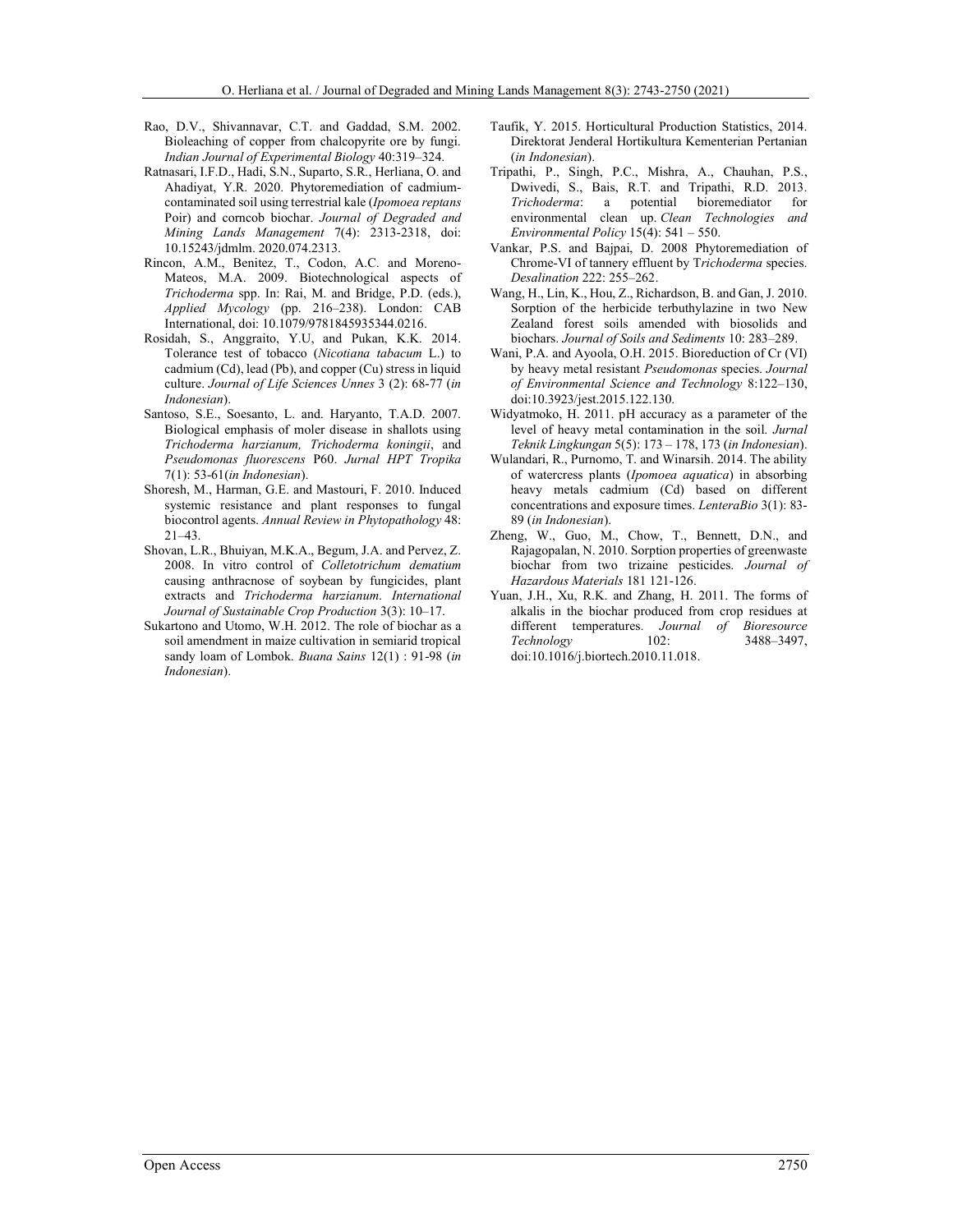Rao, D.V., Shivannavar, C.T. and Gaddad, S.M. 2002. Bioleaching of copper from chalcopyrite ore by fungi. *Indian Journal of Experimental Biology* 40:319–324.

Ratnasari, I.F.D., Hadi, S.N., Suparto, S.R., Herliana, O. and Ahadiyat, Y.R. 2020. Phytoremediation of cadmium-contaminated soil using terrestrial kale (*Ipomoea reptans* Poir) and corncob biochar. *Journal of Degraded and Mining Lands Management* 7(4): 2313-2318, doi: 10.15243/jdmlm. 2020.074.2313.

Rincon, A.M., Benitez, T., Codon, A.C. and Moreno-Mateos, M.A. 2009. Biotechnological aspects of *Trichoderma* spp. In: Rai, M. and Bridge, P.D. (eds.), *Applied Mycology* (pp. 216–238). London: CAB International, doi: 10.1079/9781845935344.0216.

Rosidah, S., Anggraito, Y.U, and Pukan, K.K. 2014. Tolerance test of tobacco (*Nicotiana tabacum* L.) to cadmium (Cd), lead (Pb), and copper (Cu) stress in liquid culture. *Journal of Life Sciences Unnes* 3 (2): 68-77 (*in Indonesian*).

Santoso, S.E., Soesanto, L. and. Haryanto, T.A.D. 2007. Biological emphasis of moler disease in shallots using *Trichoderma harzianum, Trichoderma koningii*, and *Pseudomonas fluorescens* P60. *Jurnal HPT Tropika* 7(1): 53-61(*in Indonesian*).

Shoresh, M., Harman, G.E. and Mastouri, F. 2010. Induced systemic resistance and plant responses to fungal biocontrol agents. *Annual Review in Phytopathology* 48: 21–43.

Shovan, L.R., Bhuiyan, M.K.A., Begum, J.A. and Pervez, Z. 2008. In vitro control of *Colletotrichum dematium* causing anthracnose of soybean by fungicides, plant extracts and *Trichoderma harzianum*. *International Journal of Sustainable Crop Production* 3(3): 10–17.

Sukartono and Utomo, W.H. 2012. The role of biochar as a soil amendment in maize cultivation in semiarid tropical sandy loam of Lombok. *Buana Sains* 12(1) : 91-98 (*in Indonesian*).

Taufik, Y. 2015. Horticultural Production Statistics, 2014. Direktorat Jenderal Hortikultura Kementerian Pertanian (*in Indonesian*).

Tripathi, P., Singh, P.C., Mishra, A., Chauhan, P.S., Dwivedi, S., Bais, R.T. and Tripathi, R.D. 2013. *Trichoderma*: a potential bioremediator for environmental clean up. *Clean Technologies and Environmental Policy* 15(4): 541 – 550.

Vankar, P.S. and Bajpai, D. 2008 Phytoremediation of Chrome-VI of tannery effluent by T*richoderma* species. *Desalination* 222: 255–262.

Wang, H., Lin, K., Hou, Z., Richardson, B. and Gan, J. 2010. Sorption of the herbicide terbuthylazine in two New Zealand forest soils amended with biosolids and biochars. *Journal of Soils and Sediments* 10: 283–289.

Wani, P.A. and Ayoola, O.H. 2015. Bioreduction of Cr (VI) by heavy metal resistant *Pseudomonas* species. *Journal of Environmental Science and Technology* 8:122–130, doi:10.3923/jest.2015.122.130.

Widyatmoko, H. 2011. pH accuracy as a parameter of the level of heavy metal contamination in the soil. *Jurnal Teknik Lingkungan* 5(5): 173 – 178, 173 (*in Indonesian*).

Wulandari, R., Purnomo, T. and Winarsih. 2014. The ability of watercress plants (*Ipomoea aquatica*) in absorbing heavy metals cadmium (Cd) based on different concentrations and exposure times. *LenteraBio* 3(1): 83-89 (*in Indonesian*).

Zheng, W., Guo, M., Chow, T., Bennett, D.N., and Rajagopalan, N. 2010. Sorption properties of greenwaste biochar from two trizaine pesticides. *Journal of Hazardous Materials* 181 121-126.

Yuan, J.H., Xu, R.K. and Zhang, H. 2011. The forms of alkalis in the biochar produced from crop residues at different temperatures. *Journal of Bioresource Technology* 102: 3488–3497, doi:10.1016/j.biortech.2010.11.018.